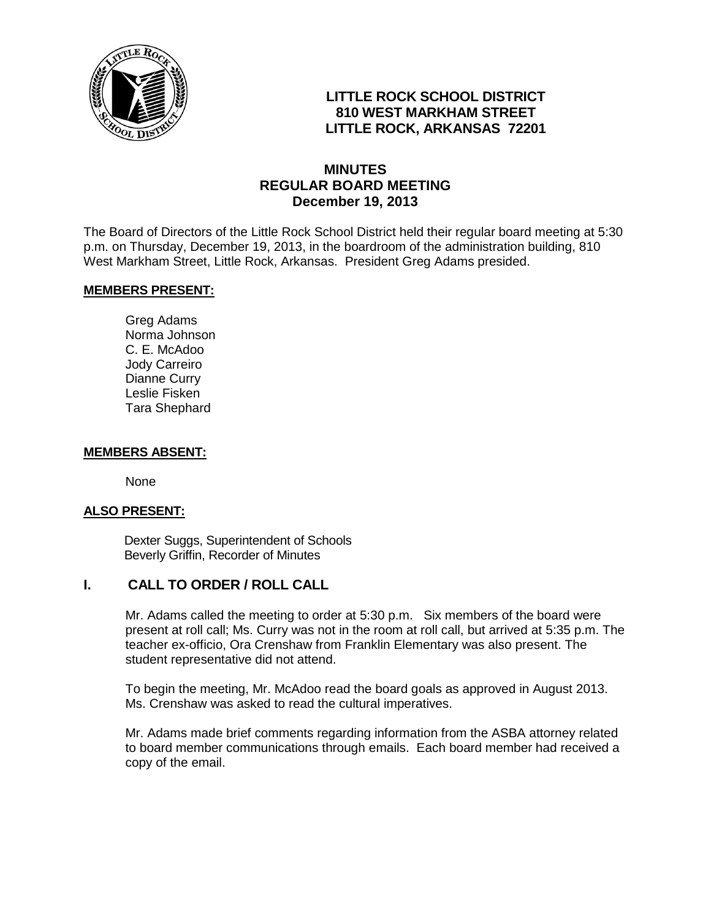# LITTLE ROCK SCHOOL DISTRICT
## 810 WEST MARKHAM STREET
## LITTLE ROCK, ARKANSAS 72201

## MINUTES
## REGULAR BOARD MEETING
## December 19, 2013

The Board of Directors of the Little Rock School District held their regular board meeting at 5:30 p.m. on Thursday, December 19, 2013, in the boardroom of the administration building, 810 West Markham Street, Little Rock, Arkansas. President Greg Adams presided.

**MEMBERS PRESENT:**

Greg Adams
Norma Johnson
C. E. McAdoo
Jody Carreiro
Dianne Curry
Leslie Fisken
Tara Shephard

**MEMBERS ABSENT:**

None

**ALSO PRESENT:**

Dexter Suggs, Superintendent of Schools
Beverly Griffin, Recorder of Minutes

## I. CALL TO ORDER / ROLL CALL

Mr. Adams called the meeting to order at 5:30 p.m. Six members of the board were present at roll call; Ms. Curry was not in the room at roll call, but arrived at 5:35 p.m. The teacher ex-officio, Ora Crenshaw from Franklin Elementary was also present. The student representative did not attend.

To begin the meeting, Mr. McAdoo read the board goals as approved in August 2013. Ms. Crenshaw was asked to read the cultural imperatives.

Mr. Adams made brief comments regarding information from the ASBA attorney related to board member communications through emails. Each board member had received a copy of the email.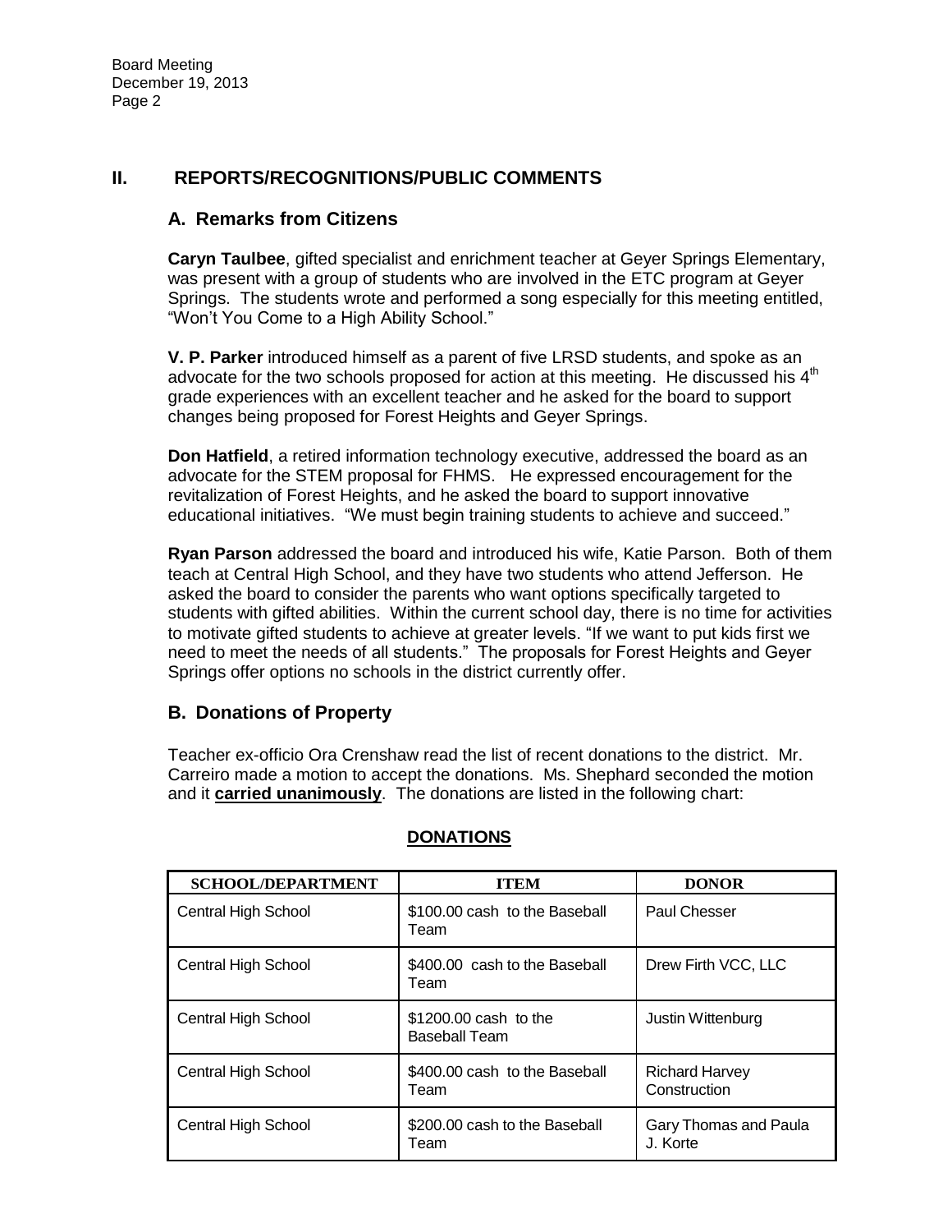## II. REPORTS/RECOGNITIONS/PUBLIC COMMENTS

### A. Remarks from Citizens

**Caryn Taulbee**, gifted specialist and enrichment teacher at Geyer Springs Elementary, was present with a group of students who are involved in the ETC program at Geyer Springs. The students wrote and performed a song especially for this meeting entitled, "Won't You Come to a High Ability School."

**V. P. Parker** introduced himself as a parent of five LRSD students, and spoke as an advocate for the two schools proposed for action at this meeting. He discussed his 4th grade experiences with an excellent teacher and he asked for the board to support changes being proposed for Forest Heights and Geyer Springs.

**Don Hatfield**, a retired information technology executive, addressed the board as an advocate for the STEM proposal for FHMS. He expressed encouragement for the revitalization of Forest Heights, and he asked the board to support innovative educational initiatives. "We must begin training students to achieve and succeed."

**Ryan Parson** addressed the board and introduced his wife, Katie Parson. Both of them teach at Central High School, and they have two students who attend Jefferson. He asked the board to consider the parents who want options specifically targeted to students with gifted abilities. Within the current school day, there is no time for activities to motivate gifted students to achieve at greater levels. "If we want to put kids first we need to meet the needs of all students." The proposals for Forest Heights and Geyer Springs offer options no schools in the district currently offer.

### B. Donations of Property

Teacher ex-officio Ora Crenshaw read the list of recent donations to the district. Mr. Carreiro made a motion to accept the donations. Ms. Shephard seconded the motion and it **carried unanimously**. The donations are listed in the following chart:

**DONATIONS**

| SCHOOL/DEPARTMENT | ITEM | DONOR |
|---|---|---|
| Central High School | $100.00 cash to the Baseball Team | Paul Chesser |
| Central High School | $400.00 cash to the Baseball Team | Drew Firth VCC, LLC |
| Central High School | $1200.00 cash to the Baseball Team | Justin Wittenburg |
| Central High School | $400.00 cash to the Baseball Team | Richard Harvey Construction |
| Central High School | $200.00 cash to the Baseball Team | Gary Thomas and Paula J. Korte |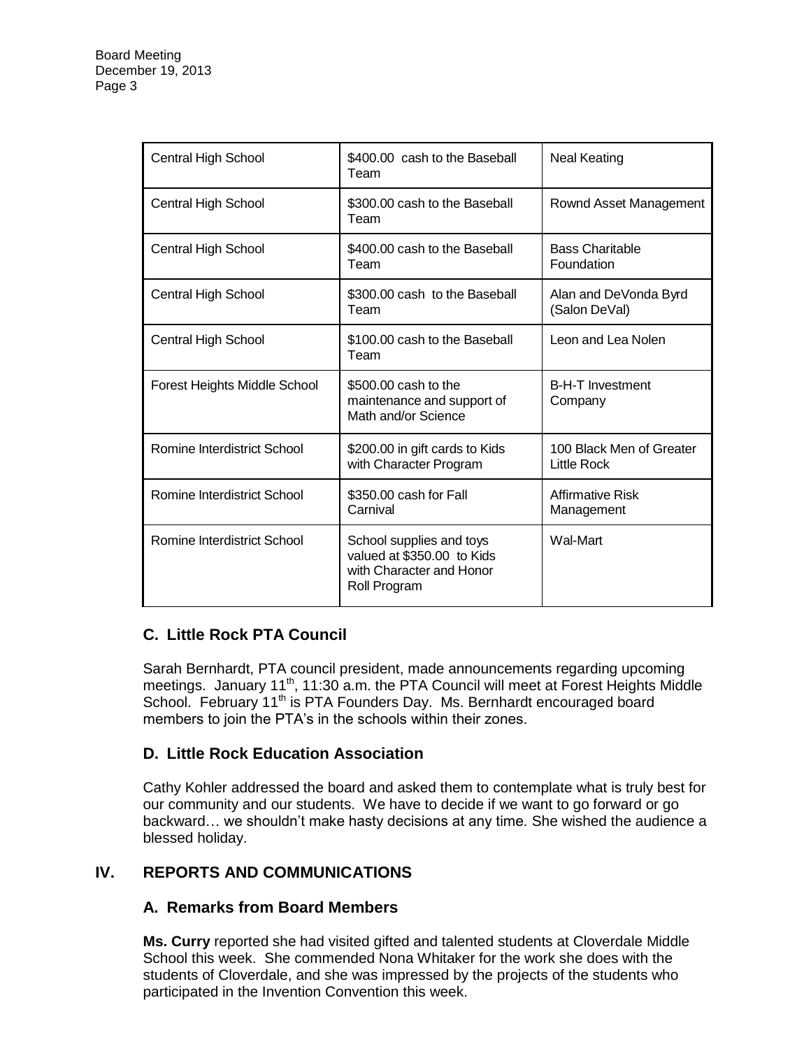| Central High School | \$400.00 cash to the Baseball Team | Neal Keating |
|---|---|---|
| Central High School | \$300.00 cash to the Baseball Team | Rownd Asset Management |
| Central High School | \$400.00 cash to the Baseball Team | Bass Charitable Foundation |
| Central High School | \$300.00 cash to the Baseball Team | Alan and DeVonda Byrd (Salon DeVal) |
| Central High School | \$100.00 cash to the Baseball Team | Leon and Lea Nolen |
| Forest Heights Middle School | \$500.00 cash to the maintenance and support of Math and/or Science | B-H-T Investment Company |
| Romine Interdistrict School | \$200.00 in gift cards to Kids with Character Program | 100 Black Men of Greater Little Rock |
| Romine Interdistrict School | \$350.00 cash for Fall Carnival | Affirmative Risk Management |
| Romine Interdistrict School | School supplies and toys valued at \$350.00 to Kids with Character and Honor Roll Program | Wal-Mart |

### C. Little Rock PTA Council

Sarah Bernhardt, PTA council president, made announcements regarding upcoming meetings. January 11th, 11:30 a.m. the PTA Council will meet at Forest Heights Middle School. February 11th is PTA Founders Day. Ms. Bernhardt encouraged board members to join the PTA's in the schools within their zones.

### D. Little Rock Education Association

Cathy Kohler addressed the board and asked them to contemplate what is truly best for our community and our students. We have to decide if we want to go forward or go backward… we shouldn't make hasty decisions at any time. She wished the audience a blessed holiday.

## IV. REPORTS AND COMMUNICATIONS

### A. Remarks from Board Members

**Ms. Curry** reported she had visited gifted and talented students at Cloverdale Middle School this week. She commended Nona Whitaker for the work she does with the students of Cloverdale, and she was impressed by the projects of the students who participated in the Invention Convention this week.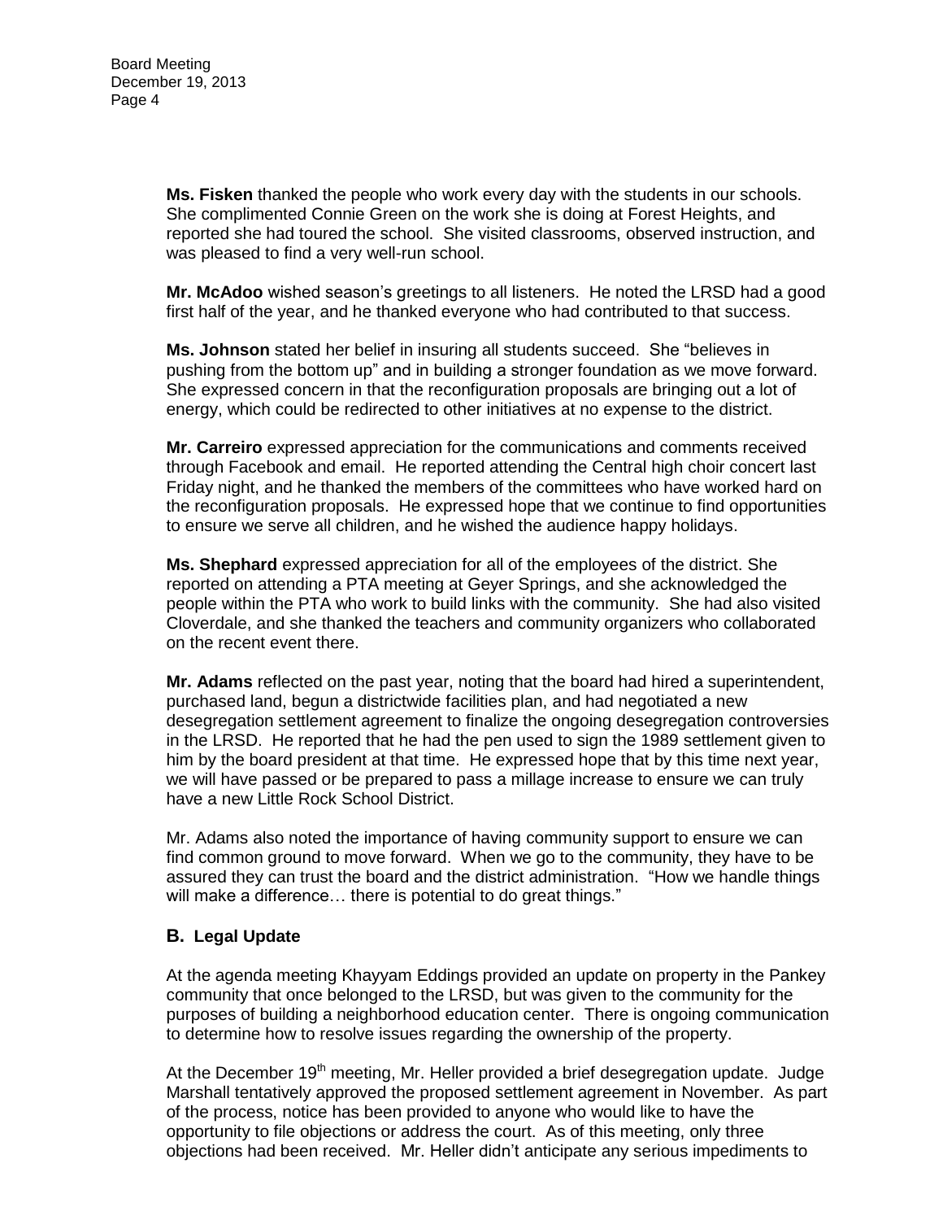**Ms. Fisken** thanked the people who work every day with the students in our schools. She complimented Connie Green on the work she is doing at Forest Heights, and reported she had toured the school. She visited classrooms, observed instruction, and was pleased to find a very well-run school.

**Mr. McAdoo** wished season's greetings to all listeners. He noted the LRSD had a good first half of the year, and he thanked everyone who had contributed to that success.

**Ms. Johnson** stated her belief in insuring all students succeed. She "believes in pushing from the bottom up" and in building a stronger foundation as we move forward. She expressed concern in that the reconfiguration proposals are bringing out a lot of energy, which could be redirected to other initiatives at no expense to the district.

**Mr. Carreiro** expressed appreciation for the communications and comments received through Facebook and email. He reported attending the Central high choir concert last Friday night, and he thanked the members of the committees who have worked hard on the reconfiguration proposals. He expressed hope that we continue to find opportunities to ensure we serve all children, and he wished the audience happy holidays.

**Ms. Shephard** expressed appreciation for all of the employees of the district. She reported on attending a PTA meeting at Geyer Springs, and she acknowledged the people within the PTA who work to build links with the community. She had also visited Cloverdale, and she thanked the teachers and community organizers who collaborated on the recent event there.

**Mr. Adams** reflected on the past year, noting that the board had hired a superintendent, purchased land, begun a districtwide facilities plan, and had negotiated a new desegregation settlement agreement to finalize the ongoing desegregation controversies in the LRSD. He reported that he had the pen used to sign the 1989 settlement given to him by the board president at that time. He expressed hope that by this time next year, we will have passed or be prepared to pass a millage increase to ensure we can truly have a new Little Rock School District.

Mr. Adams also noted the importance of having community support to ensure we can find common ground to move forward. When we go to the community, they have to be assured they can trust the board and the district administration. "How we handle things will make a difference… there is potential to do great things."

## B. Legal Update

At the agenda meeting Khayyam Eddings provided an update on property in the Pankey community that once belonged to the LRSD, but was given to the community for the purposes of building a neighborhood education center. There is ongoing communication to determine how to resolve issues regarding the ownership of the property.

At the December 19th meeting, Mr. Heller provided a brief desegregation update. Judge Marshall tentatively approved the proposed settlement agreement in November. As part of the process, notice has been provided to anyone who would like to have the opportunity to file objections or address the court. As of this meeting, only three objections had been received. Mr. Heller didn't anticipate any serious impediments to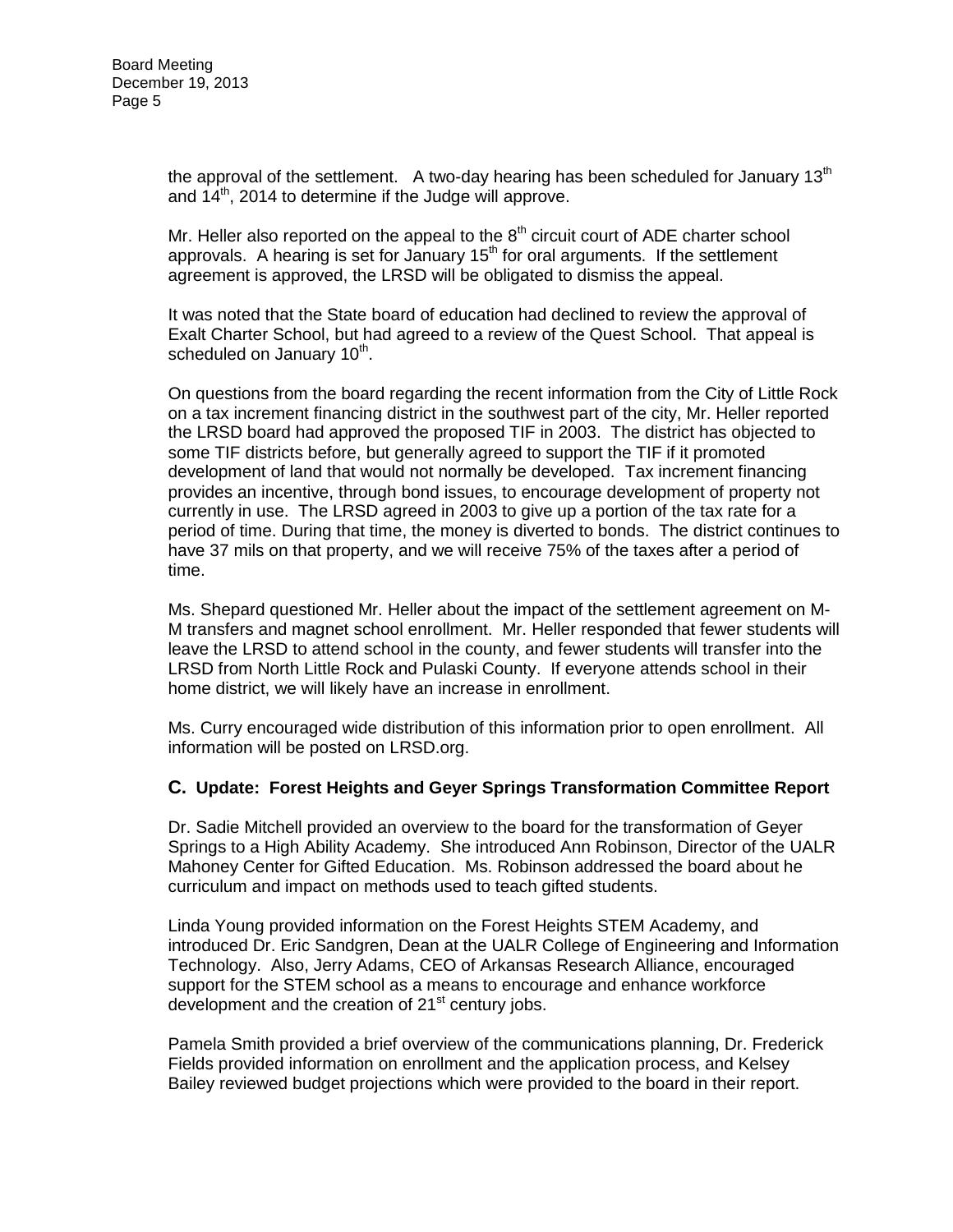the approval of the settlement. A two-day hearing has been scheduled for January 13th and 14th, 2014 to determine if the Judge will approve.

Mr. Heller also reported on the appeal to the 8th circuit court of ADE charter school approvals. A hearing is set for January 15th for oral arguments. If the settlement agreement is approved, the LRSD will be obligated to dismiss the appeal.

It was noted that the State board of education had declined to review the approval of Exalt Charter School, but had agreed to a review of the Quest School. That appeal is scheduled on January 10th.

On questions from the board regarding the recent information from the City of Little Rock on a tax increment financing district in the southwest part of the city, Mr. Heller reported the LRSD board had approved the proposed TIF in 2003. The district has objected to some TIF districts before, but generally agreed to support the TIF if it promoted development of land that would not normally be developed. Tax increment financing provides an incentive, through bond issues, to encourage development of property not currently in use. The LRSD agreed in 2003 to give up a portion of the tax rate for a period of time. During that time, the money is diverted to bonds. The district continues to have 37 mils on that property, and we will receive 75% of the taxes after a period of time.

Ms. Shepard questioned Mr. Heller about the impact of the settlement agreement on M-M transfers and magnet school enrollment. Mr. Heller responded that fewer students will leave the LRSD to attend school in the county, and fewer students will transfer into the LRSD from North Little Rock and Pulaski County. If everyone attends school in their home district, we will likely have an increase in enrollment.

Ms. Curry encouraged wide distribution of this information prior to open enrollment. All information will be posted on LRSD.org.

### C. Update: Forest Heights and Geyer Springs Transformation Committee Report

Dr. Sadie Mitchell provided an overview to the board for the transformation of Geyer Springs to a High Ability Academy. She introduced Ann Robinson, Director of the UALR Mahoney Center for Gifted Education. Ms. Robinson addressed the board about he curriculum and impact on methods used to teach gifted students.

Linda Young provided information on the Forest Heights STEM Academy, and introduced Dr. Eric Sandgren, Dean at the UALR College of Engineering and Information Technology. Also, Jerry Adams, CEO of Arkansas Research Alliance, encouraged support for the STEM school as a means to encourage and enhance workforce development and the creation of 21st century jobs.

Pamela Smith provided a brief overview of the communications planning, Dr. Frederick Fields provided information on enrollment and the application process, and Kelsey Bailey reviewed budget projections which were provided to the board in their report.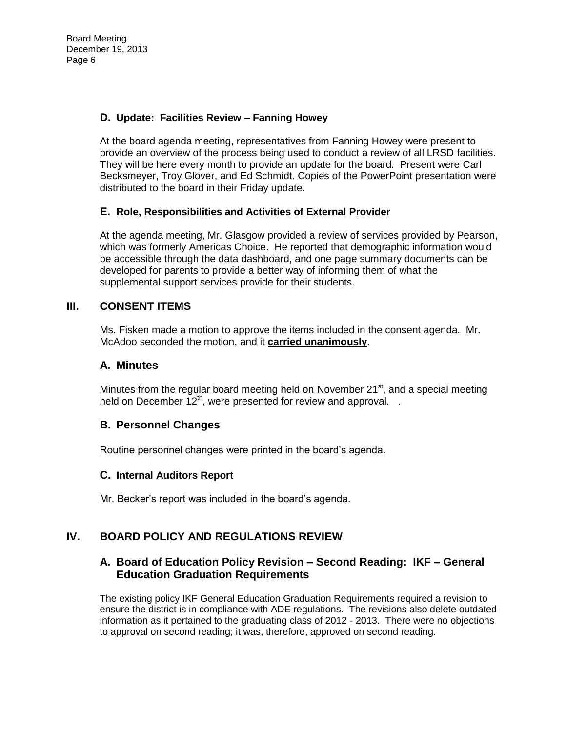### D. Update: Facilities Review – Fanning Howey

At the board agenda meeting, representatives from Fanning Howey were present to provide an overview of the process being used to conduct a review of all LRSD facilities. They will be here every month to provide an update for the board. Present were Carl Becksmeyer, Troy Glover, and Ed Schmidt. Copies of the PowerPoint presentation were distributed to the board in their Friday update.

### E. Role, Responsibilities and Activities of External Provider

At the agenda meeting, Mr. Glasgow provided a review of services provided by Pearson, which was formerly Americas Choice. He reported that demographic information would be accessible through the data dashboard, and one page summary documents can be developed for parents to provide a better way of informing them of what the supplemental support services provide for their students.

## III. CONSENT ITEMS

Ms. Fisken made a motion to approve the items included in the consent agenda. Mr. McAdoo seconded the motion, and it **carried unanimously**.

### A. Minutes

Minutes from the regular board meeting held on November 21st, and a special meeting held on December 12th, were presented for review and approval. .

### B. Personnel Changes

Routine personnel changes were printed in the board's agenda.

### C. Internal Auditors Report

Mr. Becker's report was included in the board's agenda.

## IV. BOARD POLICY AND REGULATIONS REVIEW

### A. Board of Education Policy Revision – Second Reading: IKF – General Education Graduation Requirements

The existing policy IKF General Education Graduation Requirements required a revision to ensure the district is in compliance with ADE regulations. The revisions also delete outdated information as it pertained to the graduating class of 2012 - 2013. There were no objections to approval on second reading; it was, therefore, approved on second reading.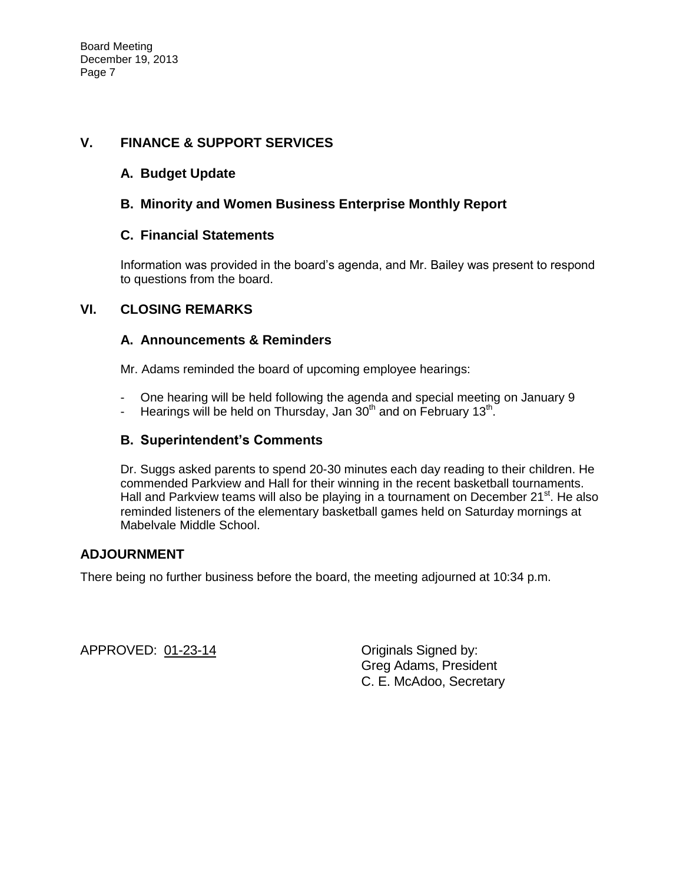## V. FINANCE & SUPPORT SERVICES

### A. Budget Update

### B. Minority and Women Business Enterprise Monthly Report

### C. Financial Statements

Information was provided in the board's agenda, and Mr. Bailey was present to respond to questions from the board.

## VI. CLOSING REMARKS

### A. Announcements & Reminders

Mr. Adams reminded the board of upcoming employee hearings:

- One hearing will be held following the agenda and special meeting on January 9
- Hearings will be held on Thursday, Jan 30th and on February 13th.

### B. Superintendent's Comments

Dr. Suggs asked parents to spend 20-30 minutes each day reading to their children. He commended Parkview and Hall for their winning in the recent basketball tournaments. Hall and Parkview teams will also be playing in a tournament on December 21st. He also reminded listeners of the elementary basketball games held on Saturday mornings at Mabelvale Middle School.

## ADJOURNMENT

There being no further business before the board, the meeting adjourned at 10:34 p.m.

APPROVED: 01-23-14

Originals Signed by:
Greg Adams, President
C. E. McAdoo, Secretary